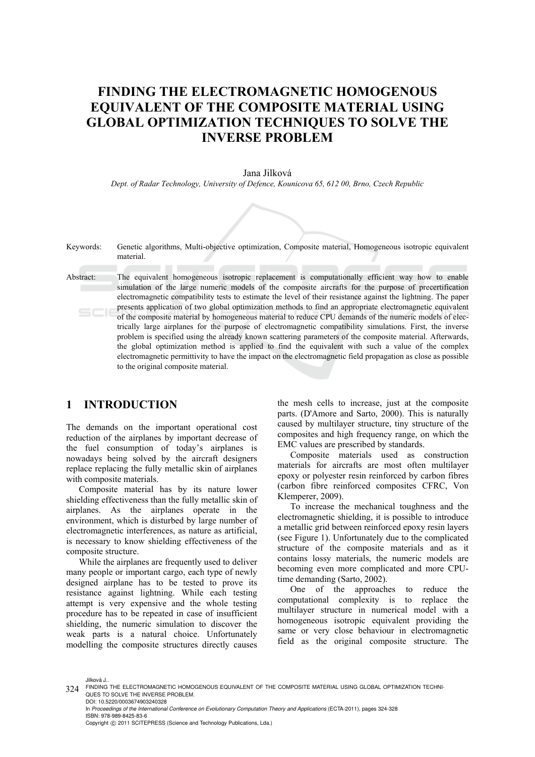# FINDING THE ELECTROMAGNETIC HOMOGENOUS EQUIVALENT OF THE COMPOSITE MATERIAL USING GLOBAL OPTIMIZATION TECHNIQUES TO SOLVE THE INVERSE PROBLEM

Jana Jilková

*Dept. of Radar Technology, University of Defence, Kounicova 65, 612 00, Brno, Czech Republic*

Keywords: Genetic algorithms, Multi-objective optimization, Composite material, Homogeneous isotropic equivalent material.

Abstract: The equivalent homogeneous isotropic replacement is computationally efficient way how to enable simulation of the large numeric models of the composite aircrafts for the purpose of precertification electromagnetic compatibility tests to estimate the level of their resistance against the lightning. The paper presents application of two global optimization methods to find an appropriate electromagnetic equivalent of the composite material by homogeneous material to reduce CPU demands of the numeric models of electrically large airplanes for the purpose of electromagnetic compatibility simulations. First, the inverse problem is specified using the already known scattering parameters of the composite material. Afterwards, the global optimization method is applied to find the equivalent with such a value of the complex electromagnetic permittivity to have the impact on the electromagnetic field propagation as close as possible to the original composite material.

## 1 INTRODUCTION

The demands on the important operational cost reduction of the airplanes by important decrease of the fuel consumption of today's airplanes is nowadays being solved by the aircraft designers replace replacing the fully metallic skin of airplanes with composite materials.

Composite material has by its nature lower shielding effectiveness than the fully metallic skin of airplanes. As the airplanes operate in the environment, which is disturbed by large number of electromagnetic interferences, as nature as artificial, is necessary to know shielding effectiveness of the composite structure.

While the airplanes are frequently used to deliver many people or important cargo, each type of newly designed airplane has to be tested to prove its resistance against lightning. While each testing attempt is very expensive and the whole testing procedure has to be repeated in case of insufficient shielding, the numeric simulation to discover the weak parts is a natural choice. Unfortunately modelling the composite structures directly causes the mesh cells to increase, just at the composite parts. (D'Amore and Sarto, 2000). This is naturally caused by multilayer structure, tiny structure of the composites and high frequency range, on which the EMC values are prescribed by standards.

Composite materials used as construction materials for aircrafts are most often multilayer epoxy or polyester resin reinforced by carbon fibres (carbon fibre reinforced composites CFRC, Von Klemperer, 2009).

To increase the mechanical toughness and the electromagnetic shielding, it is possible to introduce a metallic grid between reinforced epoxy resin layers (see Figure 1). Unfortunately due to the complicated structure of the composite materials and as it contains lossy materials, the numeric models are becoming even more complicated and more CPU-time demanding (Sarto, 2002).

One of the approaches to reduce the computational complexity is to replace the multilayer structure in numerical model with a homogeneous isotropic equivalent providing the same or very close behaviour in electromagnetic field as the original composite structure. The

Jilková J..
FINDING THE ELECTROMAGNETIC HOMOGENOUS EQUIVALENT OF THE COMPOSITE MATERIAL USING GLOBAL OPTIMIZATION TECHNIQUES TO SOLVE THE INVERSE PROBLEM.
DOI: 10.5220/0003674903240328
In *Proceedings of the International Conference on Evolutionary Computation Theory and Applications* (ECTA-2011), pages 324-328
ISBN: 978-989-8425-83-6
Copyright © 2011 SCITEPRESS (Science and Technology Publications, Lda.)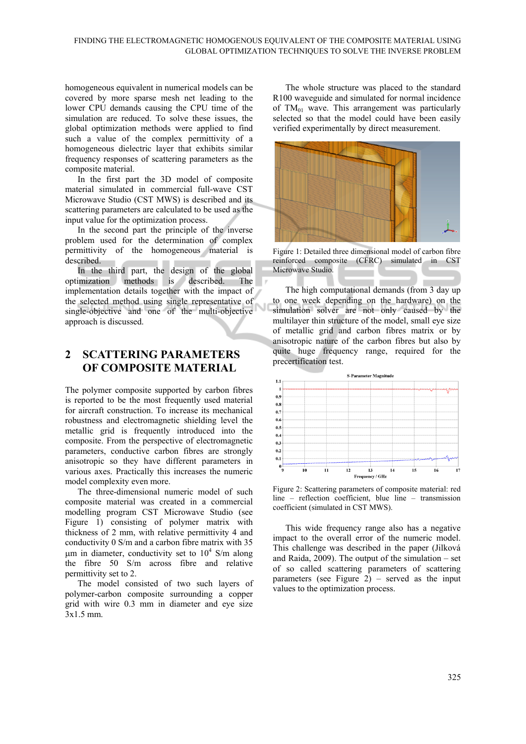homogeneous equivalent in numerical models can be covered by more sparse mesh net leading to the lower CPU demands causing the CPU time of the simulation are reduced. To solve these issues, the global optimization methods were applied to find such a value of the complex permittivity of a homogeneous dielectric layer that exhibits similar frequency responses of scattering parameters as the composite material.

In the first part the 3D model of composite material simulated in commercial full-wave CST Microwave Studio (CST MWS) is described and its scattering parameters are calculated to be used as the input value for the optimization process.

In the second part the principle of the inverse problem used for the determination of complex permittivity of the homogeneous material is described.

In the third part, the design of the global optimization methods is described. The implementation details together with the impact of the selected method using single representative of single-objective and one of the multi-objective approach is discussed.

## 2 SCATTERING PARAMETERS OF COMPOSITE MATERIAL

The polymer composite supported by carbon fibres is reported to be the most frequently used material for aircraft construction. To increase its mechanical robustness and electromagnetic shielding level the metallic grid is frequently introduced into the composite. From the perspective of electromagnetic parameters, conductive carbon fibres are strongly anisotropic so they have different parameters in various axes. Practically this increases the numeric model complexity even more.

The three-dimensional numeric model of such composite material was created in a commercial modelling program CST Microwave Studio (see Figure 1) consisting of polymer matrix with thickness of 2 mm, with relative permittivity 4 and conductivity 0 S/m and a carbon fibre matrix with 35 µm in diameter, conductivity set to $10^4$ S/m along the fibre 50 S/m across fibre and relative permittivity set to 2.

The model consisted of two such layers of polymer-carbon composite surrounding a copper grid with wire 0.3 mm in diameter and eye size 3x1.5 mm.

The whole structure was placed to the standard R100 waveguide and simulated for normal incidence of $TM_{01}$ wave. This arrangement was particularly selected so that the model could have been easily verified experimentally by direct measurement.

Figure 1: Detailed three dimensional model of carbon fibre reinforced composite (CFRC) simulated in CST Microwave Studio.

The high computational demands (from 3 day up to one week depending on the hardware) on the simulation solver are not only caused by the multilayer thin structure of the model, small eye size of metallic grid and carbon fibres matrix or by anisotropic nature of the carbon fibres but also by quite huge frequency range, required for the precertification test.

Figure 2: Scattering parameters of composite material: red line – reflection coefficient, blue line – transmission coefficient (simulated in CST MWS).

This wide frequency range also has a negative impact to the overall error of the numeric model. This challenge was described in the paper (Jilková and Raida, 2009). The output of the simulation – set of so called scattering parameters of scattering parameters (see Figure 2) – served as the input values to the optimization process.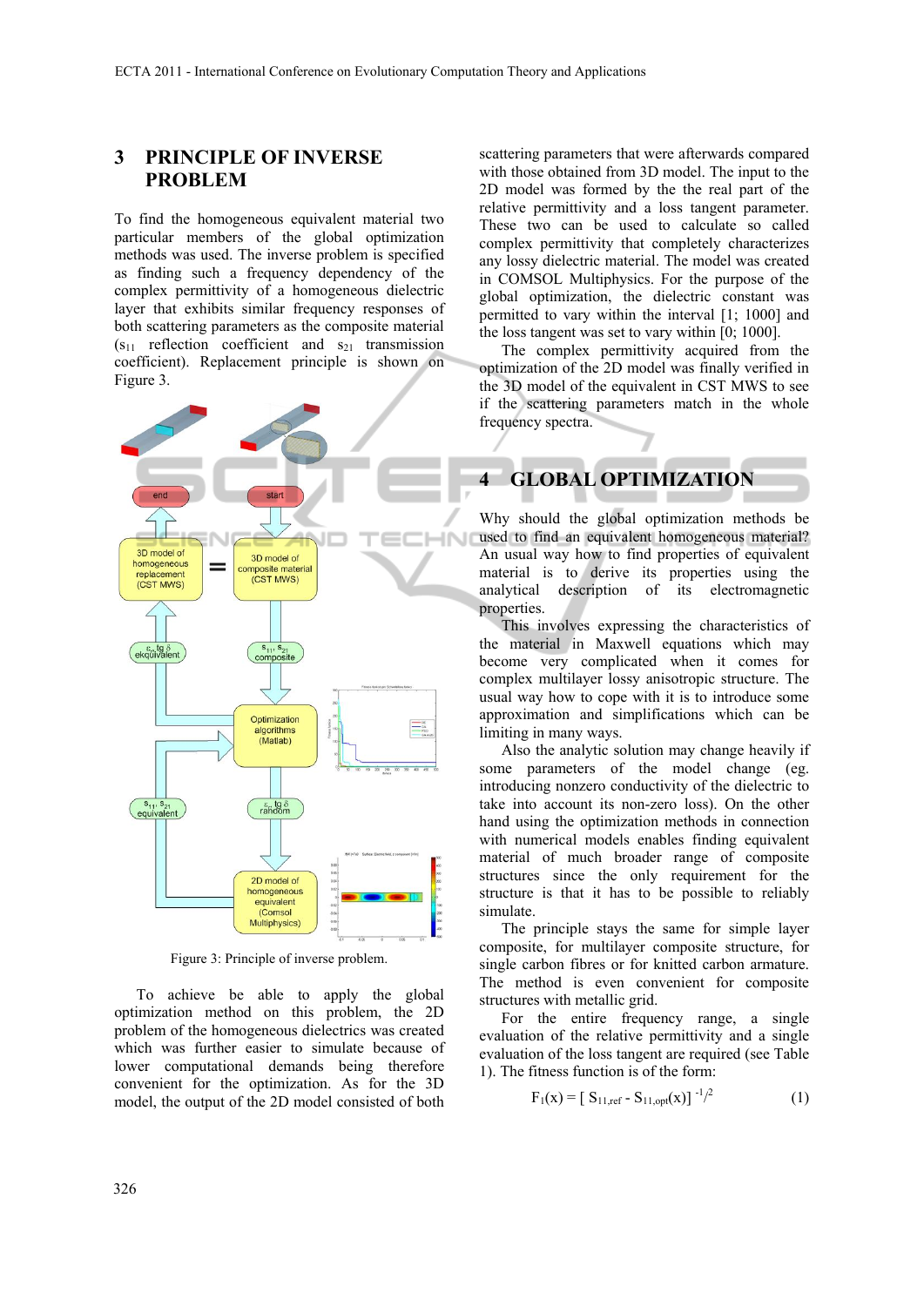## 3 PRINCIPLE OF INVERSE PROBLEM

To find the homogeneous equivalent material two particular members of the global optimization methods was used. The inverse problem is specified as finding such a frequency dependency of the complex permittivity of a homogeneous dielectric layer that exhibits similar frequency responses of both scattering parameters as the composite material ($s_{11}$ reflection coefficient and $s_{21}$ transmission coefficient). Replacement principle is shown on Figure 3.

Figure 3: Principle of inverse problem.

To achieve be able to apply the global optimization method on this problem, the 2D problem of the homogeneous dielectrics was created which was further easier to simulate because of lower computational demands being therefore convenient for the optimization. As for the 3D model, the output of the 2D model consisted of both scattering parameters that were afterwards compared with those obtained from 3D model. The input to the 2D model was formed by the the real part of the relative permittivity and a loss tangent parameter. These two can be used to calculate so called complex permittivity that completely characterizes any lossy dielectric material. The model was created in COMSOL Multiphysics. For the purpose of the global optimization, the dielectric constant was permitted to vary within the interval [1; 1000] and the loss tangent was set to vary within [0; 1000].

The complex permittivity acquired from the optimization of the 2D model was finally verified in the 3D model of the equivalent in CST MWS to see if the scattering parameters match in the whole frequency spectra.

## 4 GLOBAL OPTIMIZATION

Why should the global optimization methods be used to find an equivalent homogeneous material? An usual way how to find properties of equivalent material is to derive its properties using the analytical description of its electromagnetic properties.

This involves expressing the characteristics of the material in Maxwell equations which may become very complicated when it comes for complex multilayer lossy anisotropic structure. The usual way how to cope with it is to introduce some approximation and simplifications which can be limiting in many ways.

Also the analytic solution may change heavily if some parameters of the model change (eg. introducing nonzero conductivity of the dielectric to take into account its non-zero loss). On the other hand using the optimization methods in connection with numerical models enables finding equivalent material of much broader range of composite structures since the only requirement for the structure is that it has to be possible to reliably simulate.

The principle stays the same for simple layer composite, for multilayer composite structure, for single carbon fibres or for knitted carbon armature. The method is even convenient for composite structures with metallic grid.

For the entire frequency range, a single evaluation of the relative permittivity and a single evaluation of the loss tangent are required (see Table 1). The fitness function is of the form:

$$F_1(x) = [\, S_{11,ref} - S_{11,opt}(x)]^{-1/2} \qquad (1)$$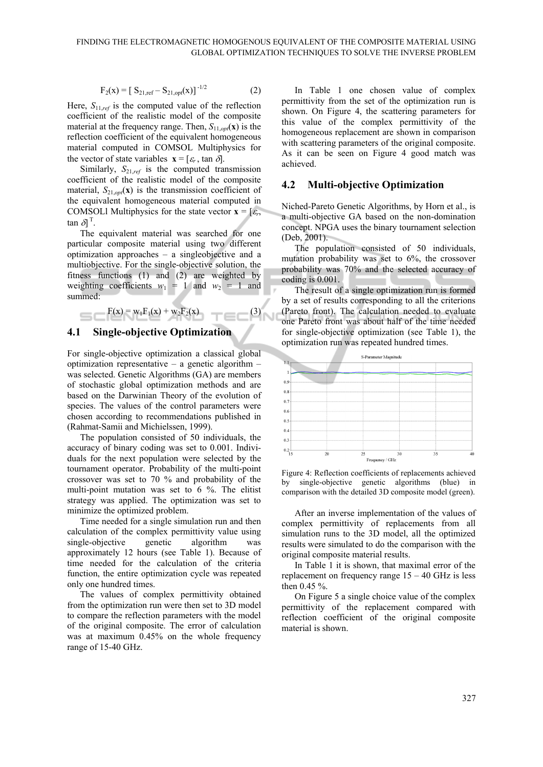$$F_2(x) = [\, S_{21,ref} - S_{21,opt}(x)]^{-1/2} \qquad (2)$$

Here, $S_{11,ref}$ is the computed value of the reflection coefficient of the realistic model of the composite material at the frequency range. Then, $S_{11,opt}(\mathbf{x})$ is the reflection coefficient of the equivalent homogeneous material computed in COMSOL Multiphysics for the vector of state variables $\mathbf{x} = [\varepsilon_r, \tan\delta]$.

Similarly, $S_{21,ref}$ is the computed transmission coefficient of the realistic model of the composite material, $S_{21,opt}(\mathbf{x})$ is the transmission coefficient of the equivalent homogeneous material computed in COMSOLl Multiphysics for the state vector $\mathbf{x} = [\varepsilon_r, \tan\delta]^T$.

The equivalent material was searched for one particular composite material using two different optimization approaches – a singleobjective and a multiobjective. For the single-objective solution, the fitness functions (1) and (2) are weighted by weighting coefficients $w_1 = 1$ and $w_2 = 1$ and summed:

$$F(x) = w_1F_1(x) + w_2F_2(x) \qquad (3)$$

## 4.1 Single-objective Optimization

For single-objective optimization a classical global optimization representative – a genetic algorithm – was selected. Genetic Algorithms (GA) are members of stochastic global optimization methods and are based on the Darwinian Theory of the evolution of species. The values of the control parameters were chosen according to recommendations published in (Rahmat-Samii and Michielssen, 1999).

The population consisted of 50 individuals, the accuracy of binary coding was set to 0.001. Individuals for the next population were selected by the tournament operator. Probability of the multi-point crossover was set to 70 % and probability of the multi-point mutation was set to 6 %. The elitist strategy was applied. The optimization was set to minimize the optimized problem.

Time needed for a single simulation run and then calculation of the complex permittivity value using single-objective genetic algorithm was approximately 12 hours (see Table 1). Because of time needed for the calculation of the criteria function, the entire optimization cycle was repeated only one hundred times.

The values of complex permittivity obtained from the optimization run were then set to 3D model to compare the reflection parameters with the model of the original composite. The error of calculation was at maximum 0.45% on the whole frequency range of 15-40 GHz.

In Table 1 one chosen value of complex permittivity from the set of the optimization run is shown. On Figure 4, the scattering parameters for this value of the complex permittivity of the homogeneous replacement are shown in comparison with scattering parameters of the original composite. As it can be seen on Figure 4 good match was achieved.

## 4.2 Multi-objective Optimization

Niched-Pareto Genetic Algorithms, by Horn et al., is a multi-objective GA based on the non-domination concept. NPGA uses the binary tournament selection (Deb, 2001).

The population consisted of 50 individuals, mutation probability was set to 6%, the crossover probability was 70% and the selected accuracy of coding is 0.001.

The result of a single optimization run is formed by a set of results corresponding to all the criterions (Pareto front). The calculation needed to evaluate one Pareto front was about half of the time needed for single-objective optimization (see Table 1), the optimization run was repeated hundred times.

Figure 4: Reflection coefficients of replacements achieved by single-objective genetic algorithms (blue) in comparison with the detailed 3D composite model (green).

After an inverse implementation of the values of complex permittivity of replacements from all simulation runs to the 3D model, all the optimized results were simulated to do the comparison with the original composite material results.

In Table 1 it is shown, that maximal error of the replacement on frequency range 15 – 40 GHz is less then 0.45 %.

On Figure 5 a single choice value of the complex permittivity of the replacement compared with reflection coefficient of the original composite material is shown.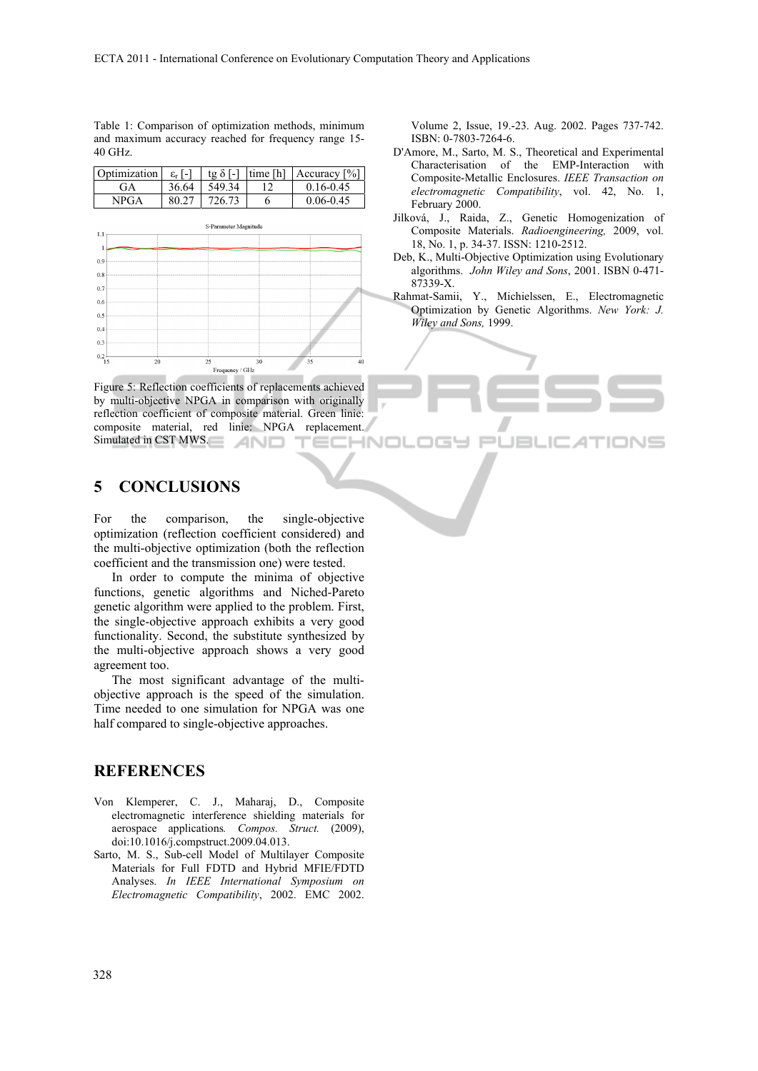Table 1: Comparison of optimization methods, minimum and maximum accuracy reached for frequency range 15-40 GHz.

| Optimization | $\varepsilon_r$ [-] | tg $\delta$ [-] | time [h] | Accuracy [%] |
|---|---|---|---|---|
| GA | 36.64 | 549.34 | 12 | 0.16-0.45 |
| NPGA | 80.27 | 726.73 | 6 | 0.06-0.45 |

S-Parameter Magnitude

1.1
1
0.9
0.8
0.7
0.6
0.5
0.4
0.3
0.2

15
20
25
30
35
40

Frequency / GHz

Figure 5: Reflection coefficients of replacements achieved by multi-objective NPGA in comparison with originally reflection coefficient of composite material. Green linie: composite material, red linie: NPGA replacement. Simulated in CST MWS.

## 5 CONCLUSIONS

For the comparison, the single-objective optimization (reflection coefficient considered) and the multi-objective optimization (both the reflection coefficient and the transmission one) were tested.

In order to compute the minima of objective functions, genetic algorithms and Niched-Pareto genetic algorithm were applied to the problem. First, the single-objective approach exhibits a very good functionality. Second, the substitute synthesized by the multi-objective approach shows a very good agreement too.

The most significant advantage of the multi-objective approach is the speed of the simulation. Time needed to one simulation for NPGA was one half compared to single-objective approaches.

## REFERENCES

Von Klemperer, C. J., Maharaj, D., Composite electromagnetic interference shielding materials for aerospace applications. *Compos. Struct.* (2009), doi:10.1016/j.compstruct.2009.04.013.

Sarto, M. S., Sub-cell Model of Multilayer Composite Materials for Full FDTD and Hybrid MFIE/FDTD Analyses. *In IEEE International Symposium on Electromagnetic Compatibility*, 2002. EMC 2002. Volume 2, Issue, 19.-23. Aug. 2002. Pages 737-742. ISBN: 0-7803-7264-6.

D'Amore, M., Sarto, M. S., Theoretical and Experimental Characterisation of the EMP-Interaction with Composite-Metallic Enclosures. *IEEE Transaction on electromagnetic Compatibility*, vol. 42, No. 1, February 2000.

Jilková, J., Raida, Z., Genetic Homogenization of Composite Materials. *Radioengineering,* 2009, vol. 18, No. 1, p. 34-37. ISSN: 1210-2512.

Deb, K., Multi-Objective Optimization using Evolutionary algorithms. *John Wiley and Sons*, 2001. ISBN 0-471-87339-X.

Rahmat-Samii, Y., Michielssen, E., Electromagnetic Optimization by Genetic Algorithms. *New York: J. Wiley and Sons,* 1999.